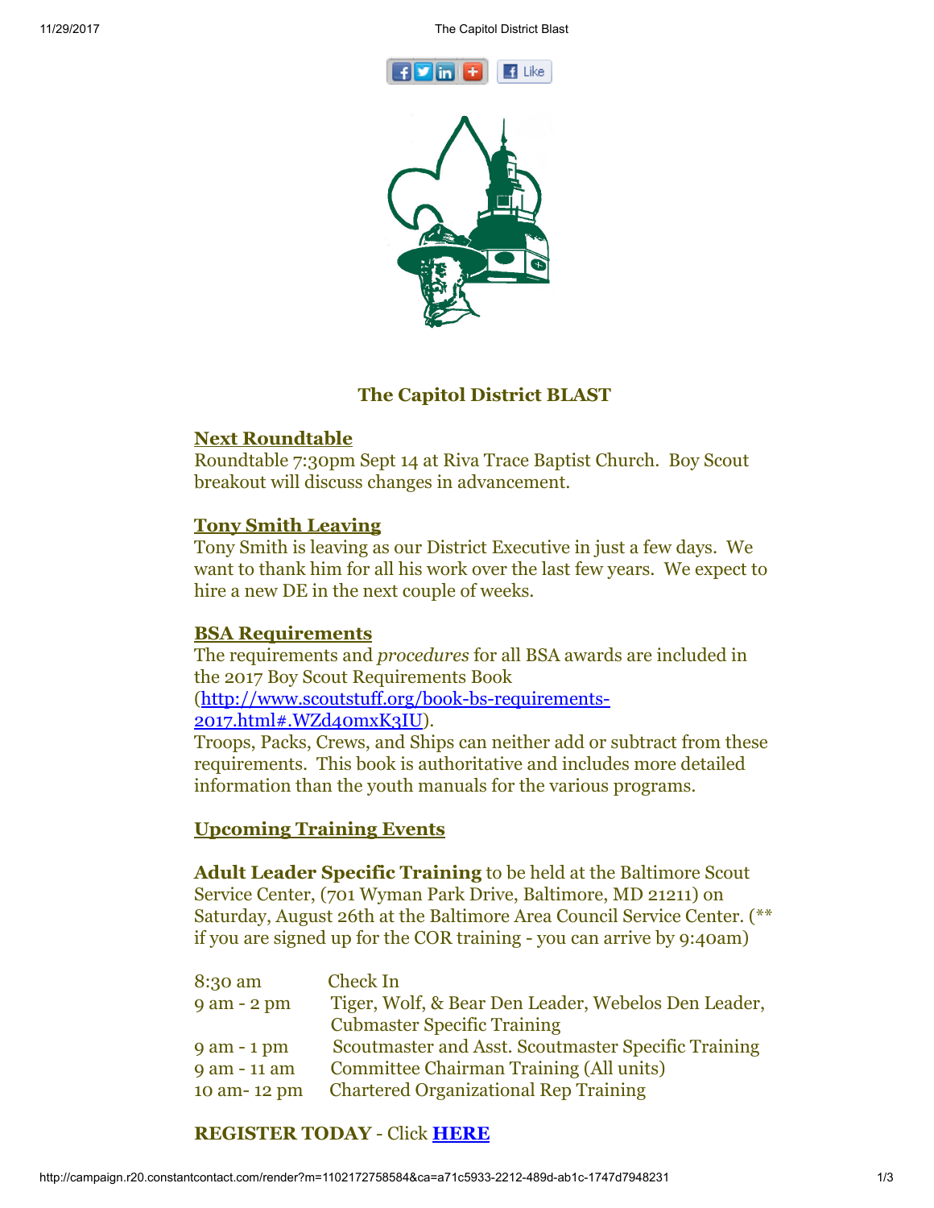# The Capitol District BLAST

## Next Roundtable

Roundtable 7:30pm Sept 14 at Riva Trace Baptist Church.  Boy Scout breakout will discuss changes in advancement.

## Tony Smith Leaving

Tony Smith is leaving as our District Executive in just a few days.  We want to thank him for all his work over the last few years.  We expect to hire a new DE in the next couple of weeks.

## BSA Requirements

The requirements and *procedures* for all BSA awards are included in the 2017 Boy Scout Requirements Book (http://www.scoutstuff.org/book-bs-requirements-2017.html#.WZd40mxK3IU).
Troops, Packs, Crews, and Ships can neither add or subtract from these requirements.  This book is authoritative and includes more detailed information than the youth manuals for the various programs.

## Upcoming Training Events

**Adult Leader Specific Training** to be held at the Baltimore Scout Service Center, (701 Wyman Park Drive, Baltimore, MD 21211) on Saturday, August 26th at the Baltimore Area Council Service Center. (** if you are signed up for the COR training - you can arrive by 9:40am)

| | |
|---|---|
| 8:30 am | Check In |
| 9 am - 2 pm | Tiger, Wolf, & Bear Den Leader, Webelos Den Leader, Cubmaster Specific Training |
| 9 am - 1 pm | Scoutmaster and Asst. Scoutmaster Specific Training |
| 9 am - 11 am | Committee Chairman Training (All units) |
| 10 am- 12 pm | Chartered Organizational Rep Training |

**REGISTER TODAY** - Click **HERE**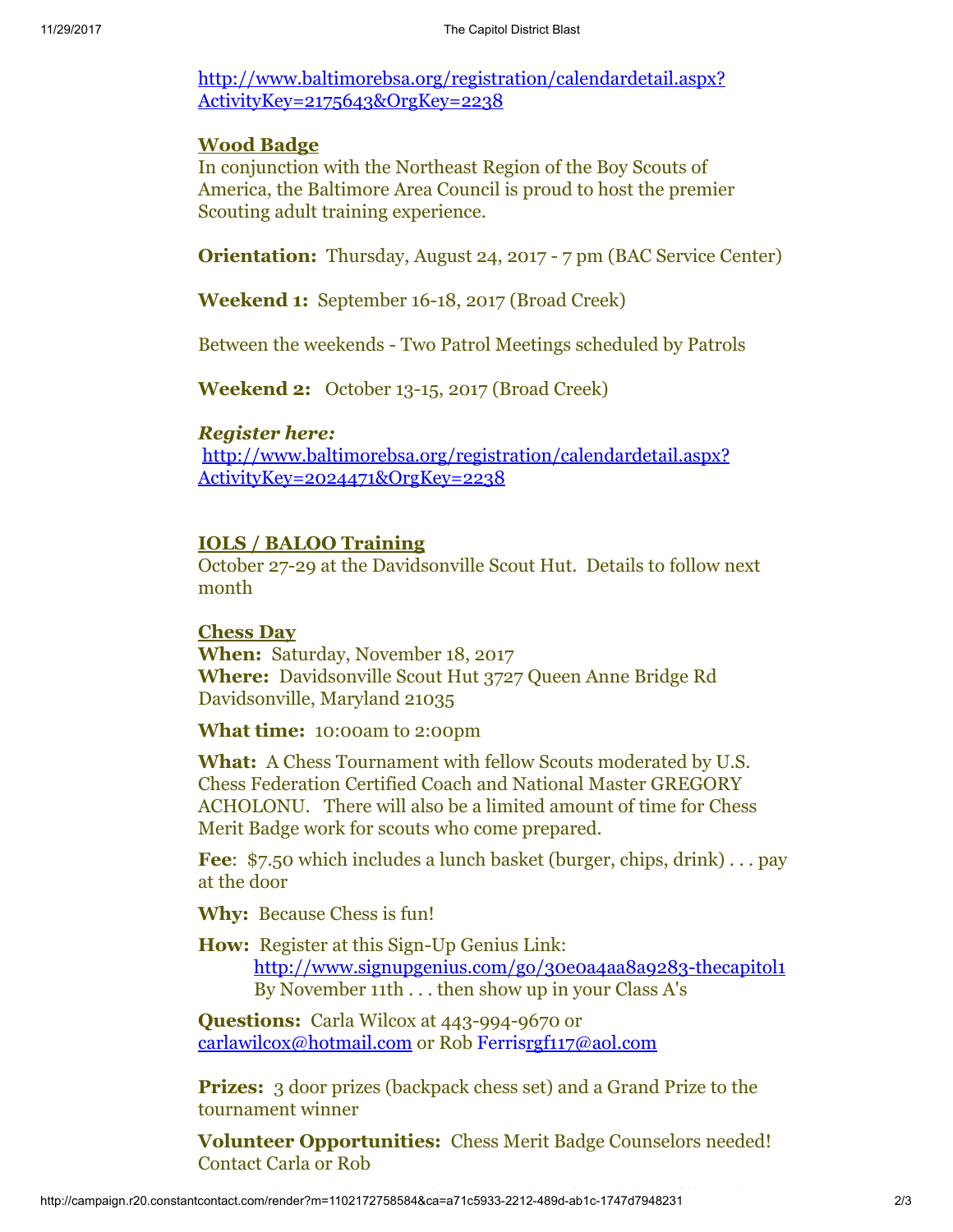http://www.baltimorebsa.org/registration/calendardetail.aspx?ActivityKey=2175643&OrgKey=2238

## Wood Badge

In conjunction with the Northeast Region of the Boy Scouts of America, the Baltimore Area Council is proud to host the premier Scouting adult training experience.

**Orientation:** Thursday, August 24, 2017 - 7 pm (BAC Service Center)

**Weekend 1:** September 16-18, 2017 (Broad Creek)

Between the weekends - Two Patrol Meetings scheduled by Patrols

**Weekend 2:** October 13-15, 2017 (Broad Creek)

***Register here:***
http://www.baltimorebsa.org/registration/calendardetail.aspx?ActivityKey=2024471&OrgKey=2238

## IOLS / BALOO Training

October 27-29 at the Davidsonville Scout Hut. Details to follow next month

## Chess Day

**When:** Saturday, November 18, 2017
**Where:** Davidsonville Scout Hut 3727 Queen Anne Bridge Rd Davidsonville, Maryland 21035

**What time:** 10:00am to 2:00pm

**What:** A Chess Tournament with fellow Scouts moderated by U.S. Chess Federation Certified Coach and National Master GREGORY ACHOLONU. There will also be a limited amount of time for Chess Merit Badge work for scouts who come prepared.

**Fee**: $7.50 which includes a lunch basket (burger, chips, drink) . . . pay at the door

**Why:** Because Chess is fun!

**How:** Register at this Sign-Up Genius Link:
http://www.signupgenius.com/go/30e0a4aa8a9283-thecapitol1
By November 11th . . . then show up in your Class A's

**Questions:** Carla Wilcox at 443-994-9670 or carlawilcox@hotmail.com or Rob Ferrisrgf117@aol.com

**Prizes:** 3 door prizes (backpack chess set) and a Grand Prize to the tournament winner

**Volunteer Opportunities:** Chess Merit Badge Counselors needed! Contact Carla or Rob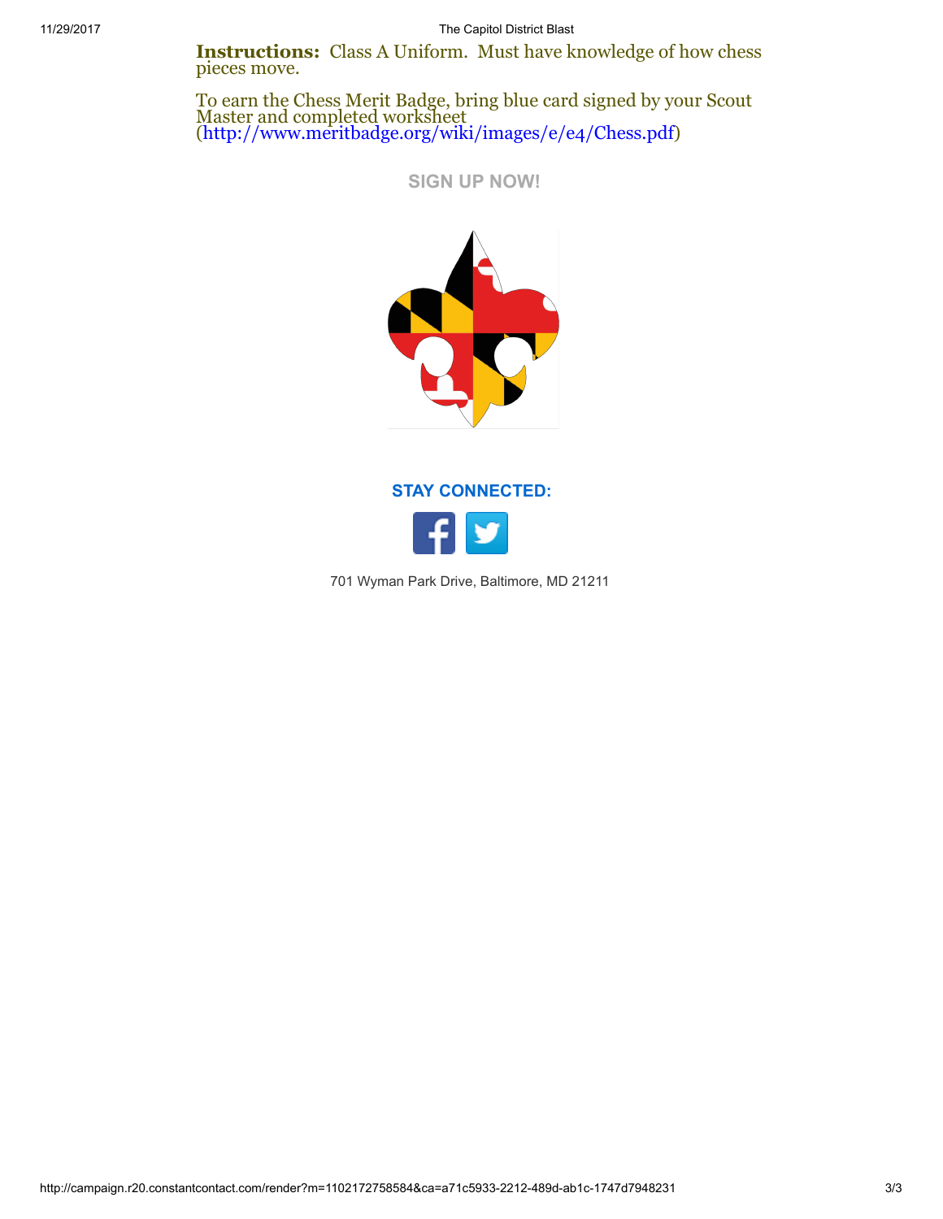**Instructions:** Class A Uniform. Must have knowledge of how chess pieces move.

To earn the Chess Merit Badge, bring blue card signed by your Scout Master and completed worksheet (http://www.meritbadge.org/wiki/images/e/e4/Chess.pdf)

**SIGN UP NOW!**

**STAY CONNECTED:**

701 Wyman Park Drive, Baltimore, MD 21211